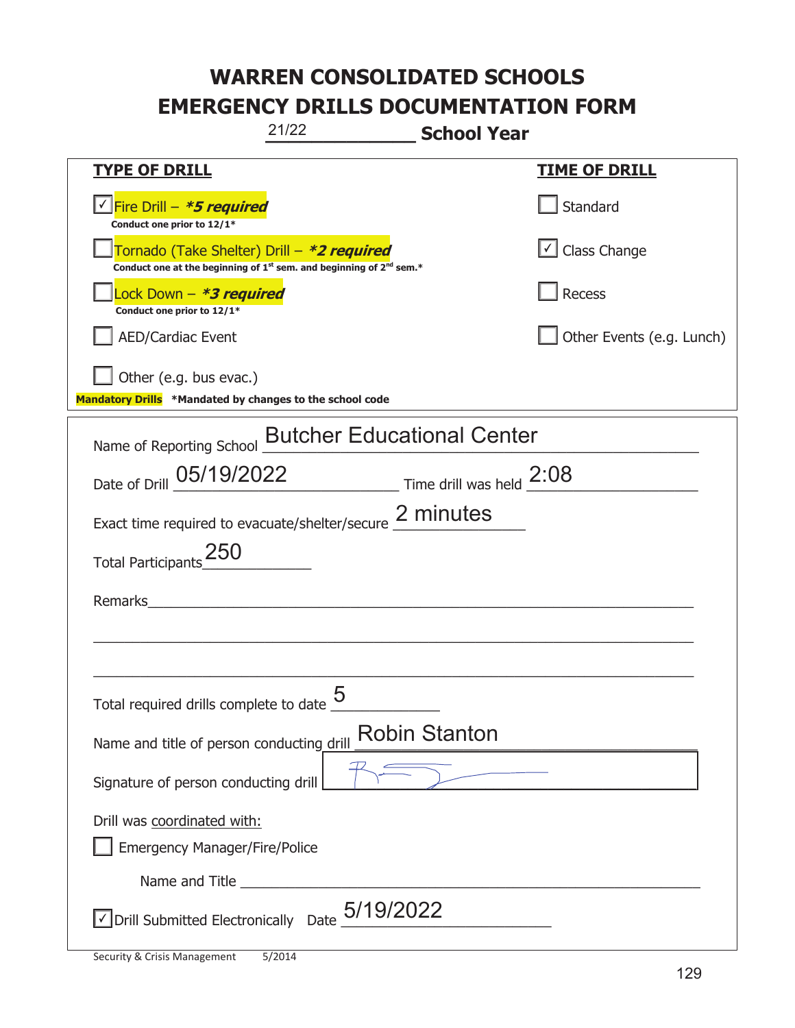# WARREN CONSOLIDATED SCHOOLS

# EMERGENCY DRILLS DOCUMENTATION FORM

21/22 **School Year**

| **TYPE OF DRILL** | **TIME OF DRILL** |
|---|---|
| ☑ Fire Drill – ***5 required*** <br> **Conduct one prior to 12/1*** | ☐ Standard |
| ☐ Tornado (Take Shelter) Drill – ***2 required*** <br> **Conduct one at the beginning of 1st sem. and beginning of 2nd sem.*** | ☑ Class Change |
| ☐ Lock Down – ***3 required*** <br> **Conduct one prior to 12/1*** | ☐ Recess |
| ☐ AED/Cardiac Event | ☐ Other Events (e.g. Lunch) |
| ☐ Other (e.g. bus evac.) | |

**Mandatory Drills** **\*Mandated by changes to the school code**

Name of Reporting School: Butcher Educational Center

Date of Drill: 05/19/2022 Time drill was held: 2:08

Exact time required to evacuate/shelter/secure: 2 minutes

Total Participants: 250

Remarks:

Total required drills complete to date: 5

Name and title of person conducting drill: Robin Stanton

Signature of person conducting drill: [signature]

Drill was coordinated with:

☐ Emergency Manager/Fire/Police

Name and Title:

☑ Drill Submitted Electronically Date: 5/19/2022

Security & Crisis Management 5/2014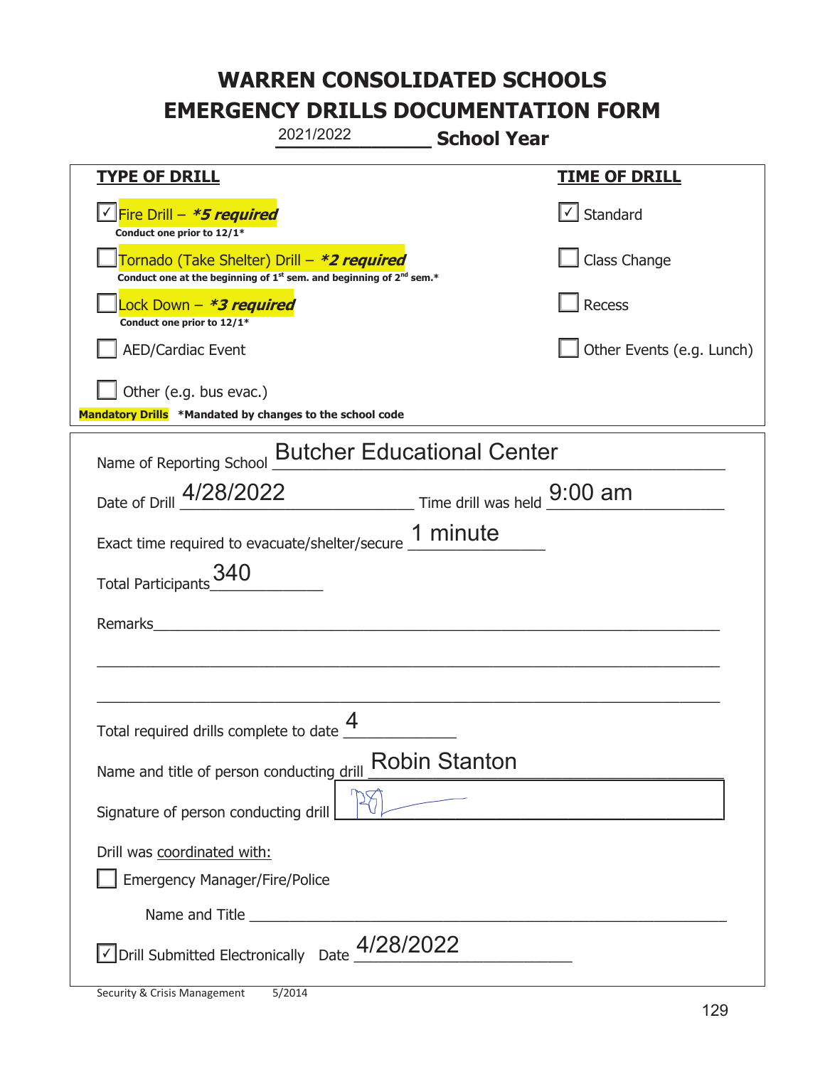# WARREN CONSOLIDATED SCHOOLS
# EMERGENCY DRILLS DOCUMENTATION FORM

2021/2022 **School Year**

| **TYPE OF DRILL** | **TIME OF DRILL** |
|---|---|
| ☑ Fire Drill – ***5 required*** <br> **Conduct one prior to 12/1*** | ☑ Standard |
| ☐ Tornado (Take Shelter) Drill – ***2 required*** <br> **Conduct one at the beginning of 1st sem. and beginning of 2nd sem.*** | ☐ Class Change |
| ☐ Lock Down – ***3 required*** <br> **Conduct one prior to 12/1*** | ☐ Recess |
| ☐ AED/Cardiac Event | ☐ Other Events (e.g. Lunch) |
| ☐ Other (e.g. bus evac.) | |

**Mandatory Drills** ***Mandated by changes to the school code**

Name of Reporting School: Butcher Educational Center

Date of Drill: 4/28/2022 Time drill was held: 9:00 am

Exact time required to evacuate/shelter/secure: 1 minute

Total Participants: 340

Remarks: ___

Total required drills complete to date: 4

Name and title of person conducting drill: Robin Stanton

Signature of person conducting drill: [signature]

Drill was coordinated with:

☐ Emergency Manager/Fire/Police

Name and Title ___

☑ Drill Submitted Electronically Date: 4/28/2022

Security & Crisis Management 5/2014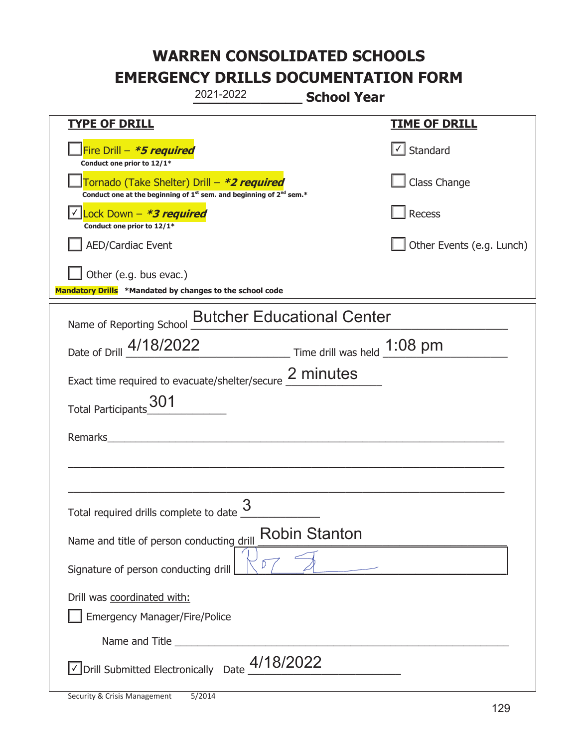# WARREN CONSOLIDATED SCHOOLS
# EMERGENCY DRILLS DOCUMENTATION FORM

2021-2022 **School Year**

| **TYPE OF DRILL** | **TIME OF DRILL** |
|---|---|
| ☐ Fire Drill – ***5 required*** Conduct one prior to 12/1* | ☑ Standard |
| ☐ Tornado (Take Shelter) Drill – ***2 required*** Conduct one at the beginning of 1st sem. and beginning of 2nd sem.* | ☐ Class Change |
| ☑ Lock Down – ***3 required*** Conduct one prior to 12/1* | ☐ Recess |
| ☐ AED/Cardiac Event | ☐ Other Events (e.g. Lunch) |
| ☐ Other (e.g. bus evac.) | |

**Mandatory Drills** **\*Mandated by changes to the school code**

Name of Reporting School: Butcher Educational Center

Date of Drill: 4/18/2022  Time drill was held: 1:08 pm

Exact time required to evacuate/shelter/secure: 2 minutes

Total Participants: 301

Remarks: ____________________________________________

Total required drills complete to date: 3

Name and title of person conducting drill: Robin Stanton

Signature of person conducting drill: [signature]

Drill was coordinated with:

☐ Emergency Manager/Fire/Police

Name and Title ____________________________________________

☑ Drill Submitted Electronically  Date: 4/18/2022

Security & Crisis Management  5/2014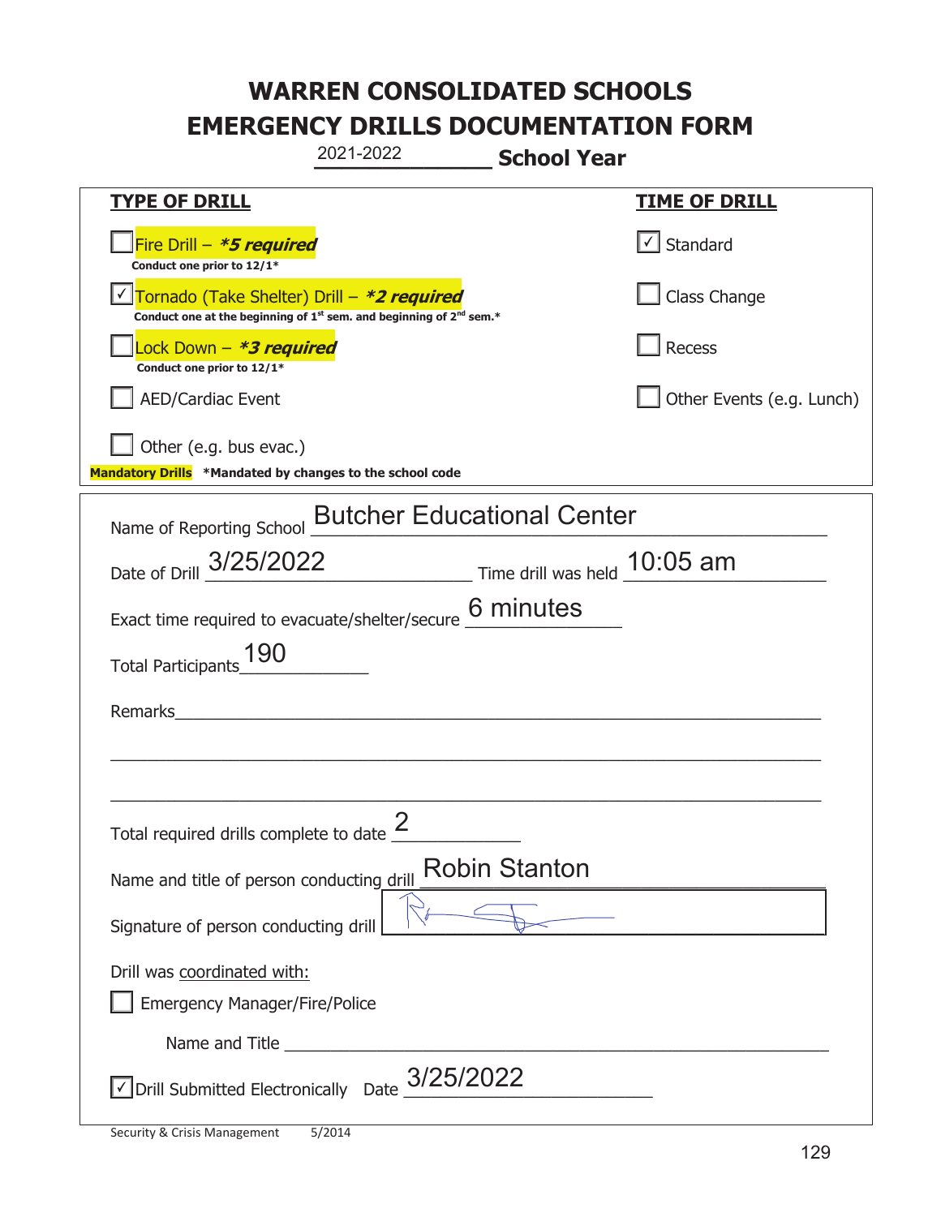# WARREN CONSOLIDATED SCHOOLS
# EMERGENCY DRILLS DOCUMENTATION FORM

2021-2022 **School Year**

| **TYPE OF DRILL** | **TIME OF DRILL** |
|---|---|
| ☐ Fire Drill – ***5 required*** <br> **Conduct one prior to 12/1*** | ☑ Standard |
| ☑ Tornado (Take Shelter) Drill – ***2 required*** <br> **Conduct one at the beginning of 1st sem. and beginning of 2nd sem.*** | ☐ Class Change |
| ☐ Lock Down – ***3 required*** <br> **Conduct one prior to 12/1*** | ☐ Recess |
| ☐ AED/Cardiac Event | ☐ Other Events (e.g. Lunch) |
| ☐ Other (e.g. bus evac.) | |

**Mandatory Drills** ***Mandated by changes to the school code**

Name of Reporting School: Butcher Educational Center

Date of Drill: 3/25/2022 Time drill was held: 10:05 am

Exact time required to evacuate/shelter/secure: 6 minutes

Total Participants: 190

Remarks:

Total required drills complete to date: 2

Name and title of person conducting drill: Robin Stanton

Signature of person conducting drill: [signature]

Drill was coordinated with:

☐ Emergency Manager/Fire/Police

Name and Title:

☑ Drill Submitted Electronically Date: 3/25/2022

Security & Crisis Management 5/2014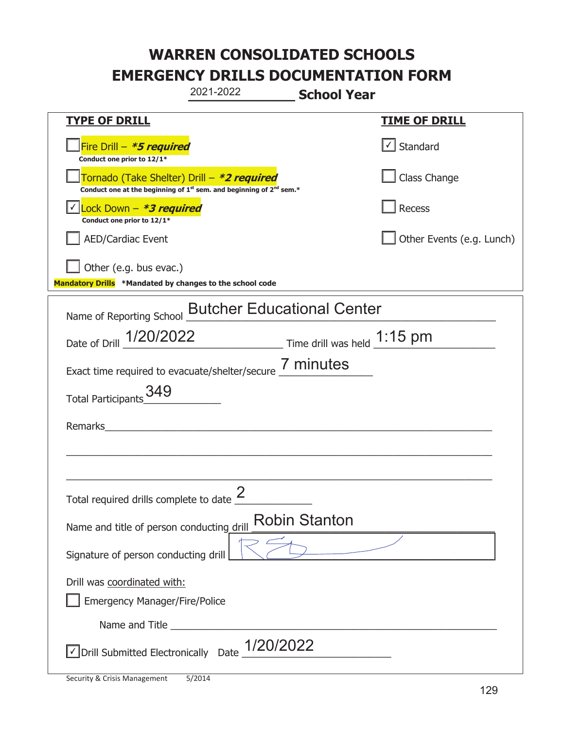# WARREN CONSOLIDATED SCHOOLS
# EMERGENCY DRILLS DOCUMENTATION FORM

2021-2022 **School Year**

| **TYPE OF DRILL** | **TIME OF DRILL** |
|---|---|
| ☐ Fire Drill – ***5 required*** <br> **Conduct one prior to 12/1*** | ☑ Standard |
| ☐ Tornado (Take Shelter) Drill – ***2 required*** <br> **Conduct one at the beginning of 1st sem. and beginning of 2nd sem.*** | ☐ Class Change |
| ☑ Lock Down – ***3 required*** <br> **Conduct one prior to 12/1*** | ☐ Recess |
| ☐ AED/Cardiac Event | ☐ Other Events (e.g. Lunch) |
| ☐ Other (e.g. bus evac.) | |

**Mandatory Drills** **\*Mandated by changes to the school code**

Name of Reporting School: Butcher Educational Center

Date of Drill: 1/20/2022 Time drill was held: 1:15 pm

Exact time required to evacuate/shelter/secure: 7 minutes

Total Participants: 349

Remarks: ______________________________

Total required drills complete to date: 2

Name and title of person conducting drill: Robin Stanton

Signature of person conducting drill: [signature]

Drill was coordinated with:

☐ Emergency Manager/Fire/Police

Name and Title ______________________________

☑ Drill Submitted Electronically Date: 1/20/2022

Security & Crisis Management 5/2014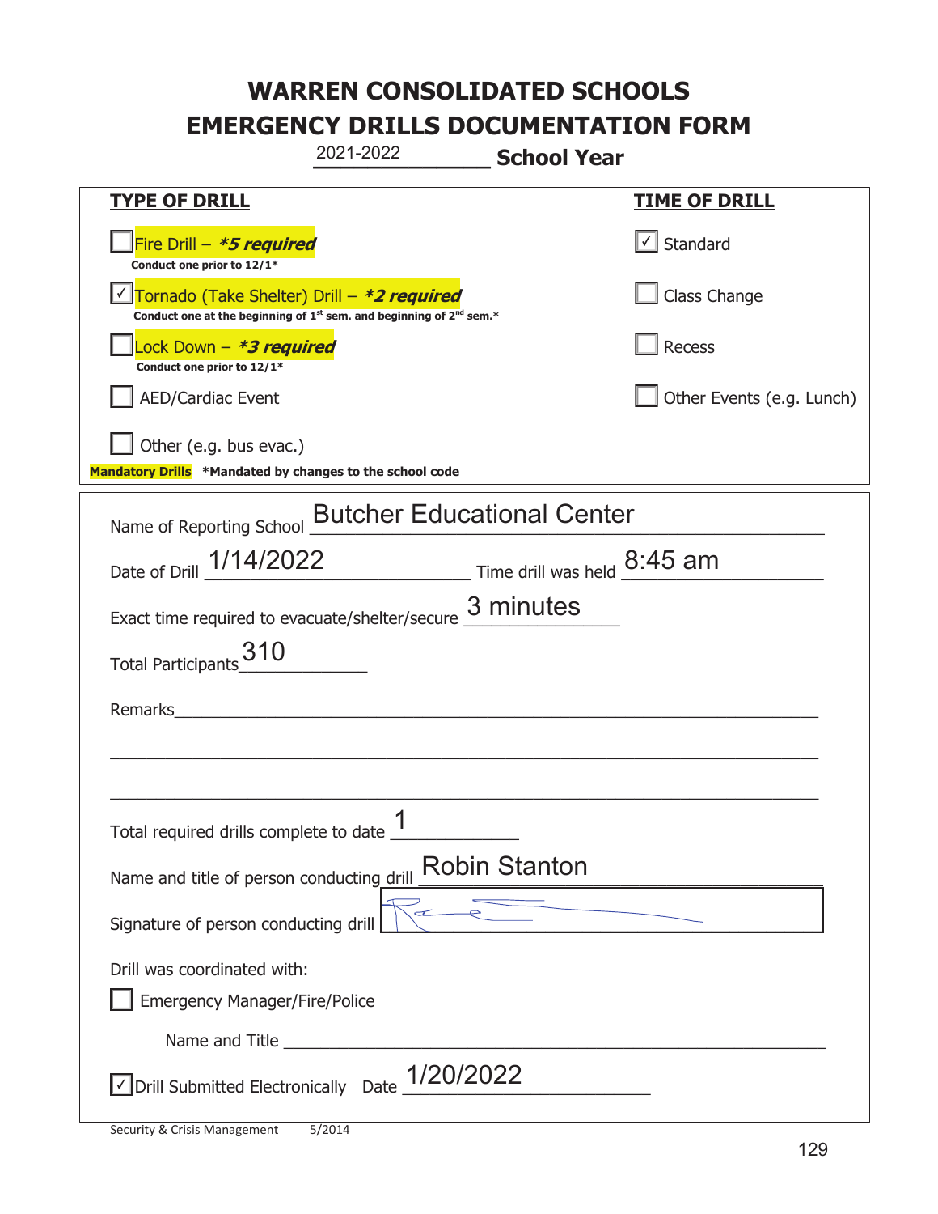# WARREN CONSOLIDATED SCHOOLS
# EMERGENCY DRILLS DOCUMENTATION FORM

2021-2022 **School Year**

| **TYPE OF DRILL** | **TIME OF DRILL** |
|---|---|
| ☐ Fire Drill – ***5 required*** <br> **Conduct one prior to 12/1*** | ☑ Standard |
| ☑ Tornado (Take Shelter) Drill – ***2 required*** <br> **Conduct one at the beginning of 1st sem. and beginning of 2nd sem.*** | ☐ Class Change |
| ☐ Lock Down – ***3 required*** <br> **Conduct one prior to 12/1*** | ☐ Recess |
| ☐ AED/Cardiac Event | ☐ Other Events (e.g. Lunch) |
| ☐ Other (e.g. bus evac.) | |

**Mandatory Drills** **\*Mandated by changes to the school code**

Name of Reporting School: Butcher Educational Center

Date of Drill: 1/14/2022 Time drill was held: 8:45 am

Exact time required to evacuate/shelter/secure: 3 minutes

Total Participants: 310

Remarks:

Total required drills complete to date: 1

Name and title of person conducting drill: Robin Stanton

Signature of person conducting drill: [signature]

Drill was coordinated with:

☐ Emergency Manager/Fire/Police

Name and Title:

☑ Drill Submitted Electronically Date: 1/20/2022

Security & Crisis Management 5/2014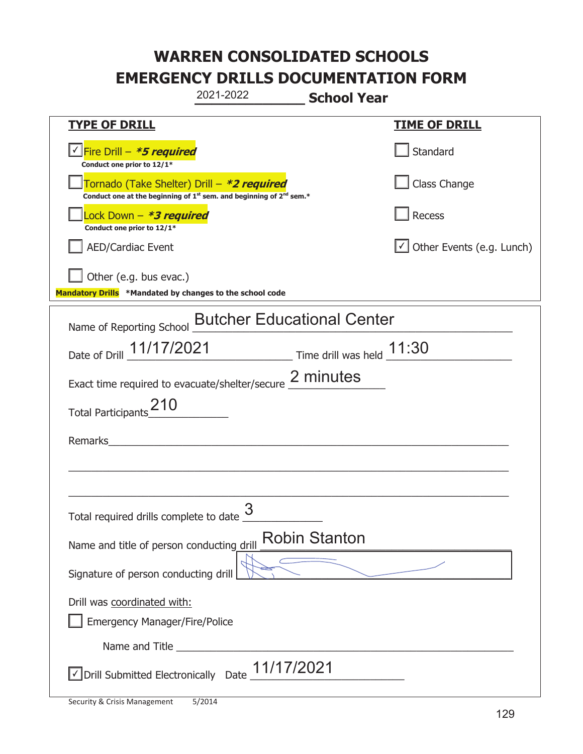# WARREN CONSOLIDATED SCHOOLS
# EMERGENCY DRILLS DOCUMENTATION FORM

2021-2022 **School Year**

| **TYPE OF DRILL** | **TIME OF DRILL** |
|---|---|
| ☑ Fire Drill – ***5 required*** <br> **Conduct one prior to 12/1*** | ☐ Standard |
| ☐ Tornado (Take Shelter) Drill – ***2 required*** <br> **Conduct one at the beginning of 1st sem. and beginning of 2nd sem.*** | ☐ Class Change |
| ☐ Lock Down – ***3 required*** <br> **Conduct one prior to 12/1*** | ☐ Recess |
| ☐ AED/Cardiac Event | ☑ Other Events (e.g. Lunch) |
| ☐ Other (e.g. bus evac.) | |

**Mandatory Drills** **\*Mandated by changes to the school code**

Name of Reporting School: Butcher Educational Center

Date of Drill: 11/17/2021 Time drill was held: 11:30

Exact time required to evacuate/shelter/secure: 2 minutes

Total Participants: 210

Remarks: ____________________

Total required drills complete to date: 3

Name and title of person conducting drill: Robin Stanton

Signature of person conducting drill: [signature]

Drill was coordinated with:

☐ Emergency Manager/Fire/Police

Name and Title ____________________

☑ Drill Submitted Electronically Date: 11/17/2021

Security & Crisis Management 5/2014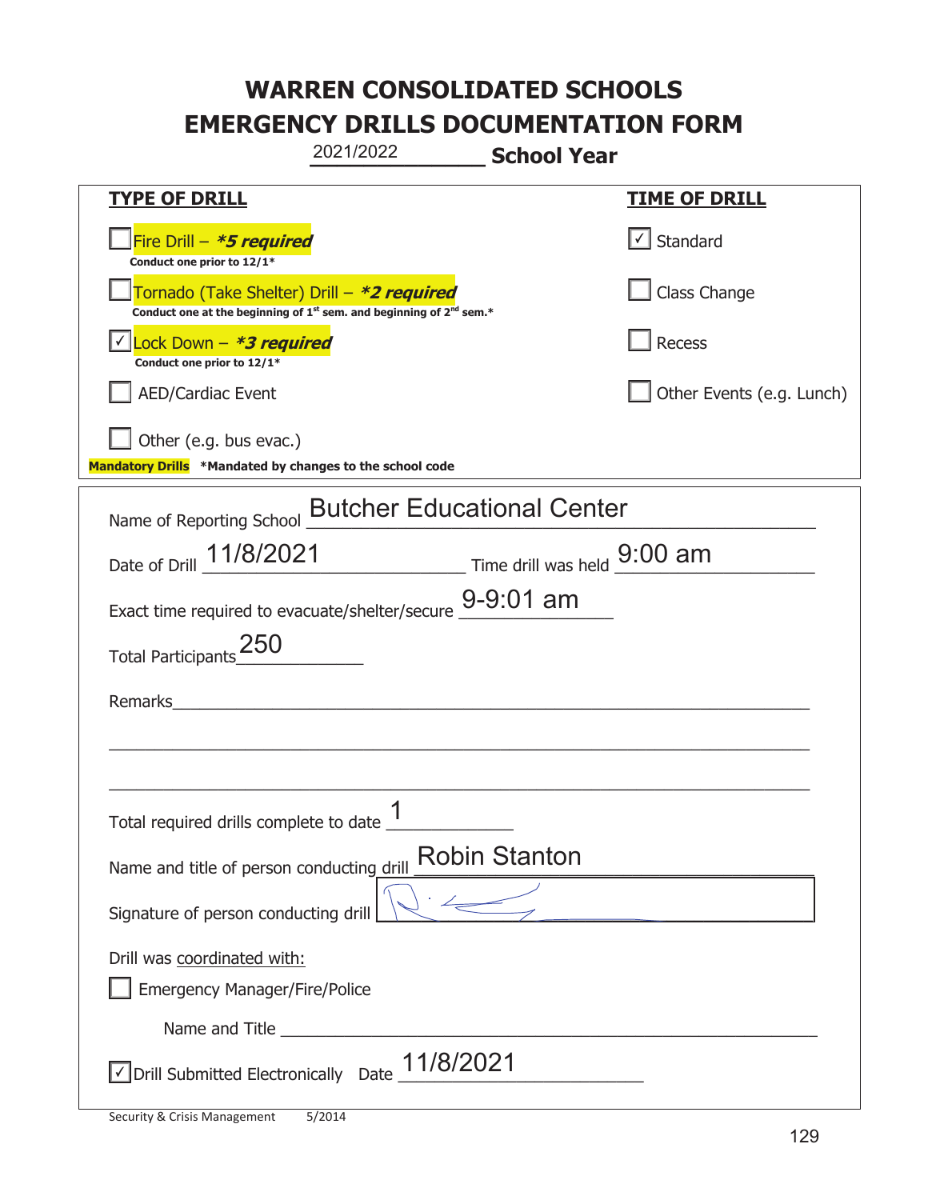# WARREN CONSOLIDATED SCHOOLS
# EMERGENCY DRILLS DOCUMENTATION FORM

2021/2022 **School Year**

| **TYPE OF DRILL** | **TIME OF DRILL** |
|---|---|
| ☐ Fire Drill – ***5 required*** <br> **Conduct one prior to 12/1*** | ☑ Standard |
| ☐ Tornado (Take Shelter) Drill – ***2 required*** <br> **Conduct one at the beginning of 1st sem. and beginning of 2nd sem.*** | ☐ Class Change |
| ☑ Lock Down – ***3 required*** <br> **Conduct one prior to 12/1*** | ☐ Recess |
| ☐ AED/Cardiac Event | ☐ Other Events (e.g. Lunch) |
| ☐ Other (e.g. bus evac.) | |

**Mandatory Drills** ***Mandated by changes to the school code**

Name of Reporting School: Butcher Educational Center

Date of Drill: 11/8/2021 Time drill was held: 9:00 am

Exact time required to evacuate/shelter/secure: 9-9:01 am

Total Participants: 250

Remarks: ______________________________

Total required drills complete to date: 1

Name and title of person conducting drill: Robin Stanton

Signature of person conducting drill: [signature]

Drill was coordinated with:

☐ Emergency Manager/Fire/Police

Name and Title ______________________________

☑ Drill Submitted Electronically Date: 11/8/2021

Security & Crisis Management 5/2014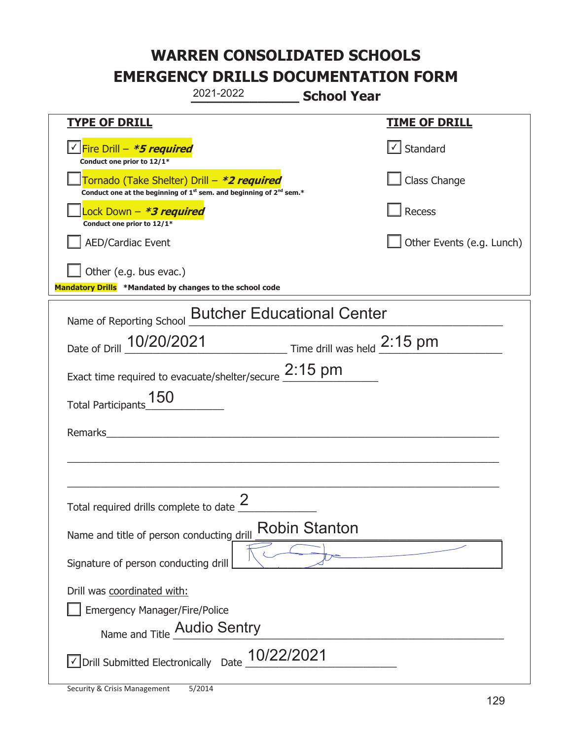# WARREN CONSOLIDATED SCHOOLS
# EMERGENCY DRILLS DOCUMENTATION FORM

2021-2022 **School Year**

| **TYPE OF DRILL** | **TIME OF DRILL** |
|---|---|
| ☑ Fire Drill – ***5 required*** <br> **Conduct one prior to 12/1*** | ☑ Standard |
| ☐ Tornado (Take Shelter) Drill – ***2 required*** <br> **Conduct one at the beginning of 1st sem. and beginning of 2nd sem.*** | ☐ Class Change |
| ☐ Lock Down – ***3 required*** <br> **Conduct one prior to 12/1*** | ☐ Recess |
| ☐ AED/Cardiac Event | ☐ Other Events (e.g. Lunch) |
| ☐ Other (e.g. bus evac.) | |

**Mandatory Drills** **\*Mandated by changes to the school code**

Name of Reporting School: Butcher Educational Center

Date of Drill: 10/20/2021 Time drill was held: 2:15 pm

Exact time required to evacuate/shelter/secure: 2:15 pm

Total Participants: 150

Remarks: ______________________________________________

Total required drills complete to date: 2

Name and title of person conducting drill: Robin Stanton

Signature of person conducting drill: [signature]

Drill was coordinated with:

☐ Emergency Manager/Fire/Police

Name and Title: Audio Sentry

☑ Drill Submitted Electronically Date: 10/22/2021

Security & Crisis Management 5/2014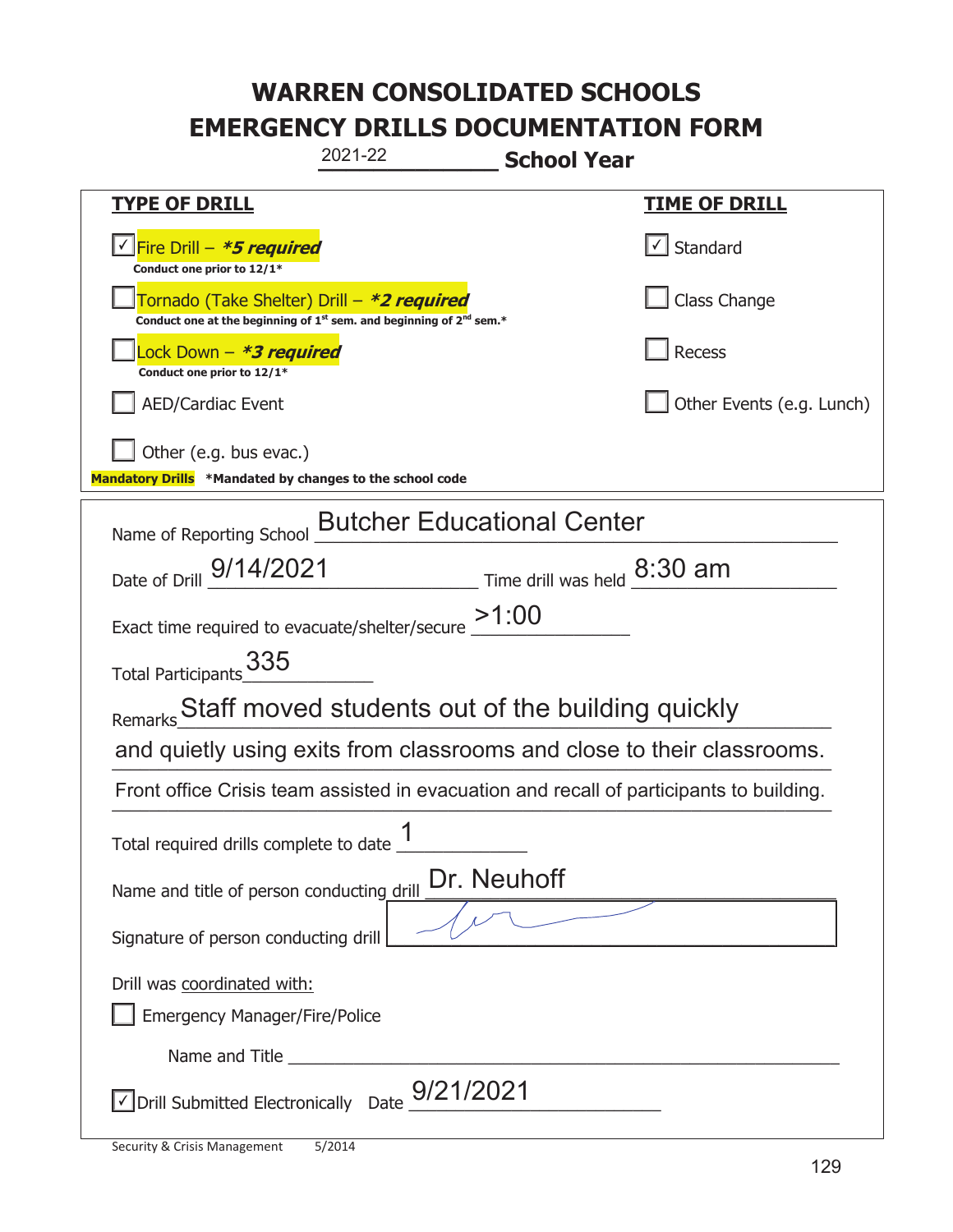# WARREN CONSOLIDATED SCHOOLS
# EMERGENCY DRILLS DOCUMENTATION FORM

2021-22 **School Year**

| **TYPE OF DRILL** | **TIME OF DRILL** |
|---|---|
| ☑ Fire Drill – ***5 required*** <br> **Conduct one prior to 12/1*** | ☑ Standard |
| ☐ Tornado (Take Shelter) Drill – ***2 required*** <br> **Conduct one at the beginning of 1st sem. and beginning of 2nd sem.*** | ☐ Class Change |
| ☐ Lock Down – ***3 required*** <br> **Conduct one prior to 12/1*** | ☐ Recess |
| ☐ AED/Cardiac Event | ☐ Other Events (e.g. Lunch) |
| ☐ Other (e.g. bus evac.) | |

**Mandatory Drills** **\*Mandated by changes to the school code**

Name of Reporting School: Butcher Educational Center

Date of Drill: 9/14/2021 Time drill was held: 8:30 am

Exact time required to evacuate/shelter/secure: >1:00

Total Participants: 335

Remarks: Staff moved students out of the building quickly and quietly using exits from classrooms and close to their classrooms. Front office Crisis team assisted in evacuation and recall of participants to building.

Total required drills complete to date: 1

Name and title of person conducting drill: Dr. Neuhoff

Signature of person conducting drill: [signature]

Drill was coordinated with:

☐ Emergency Manager/Fire/Police

Name and Title ______

☑ Drill Submitted Electronically Date 9/21/2021

Security & Crisis Management 5/2014